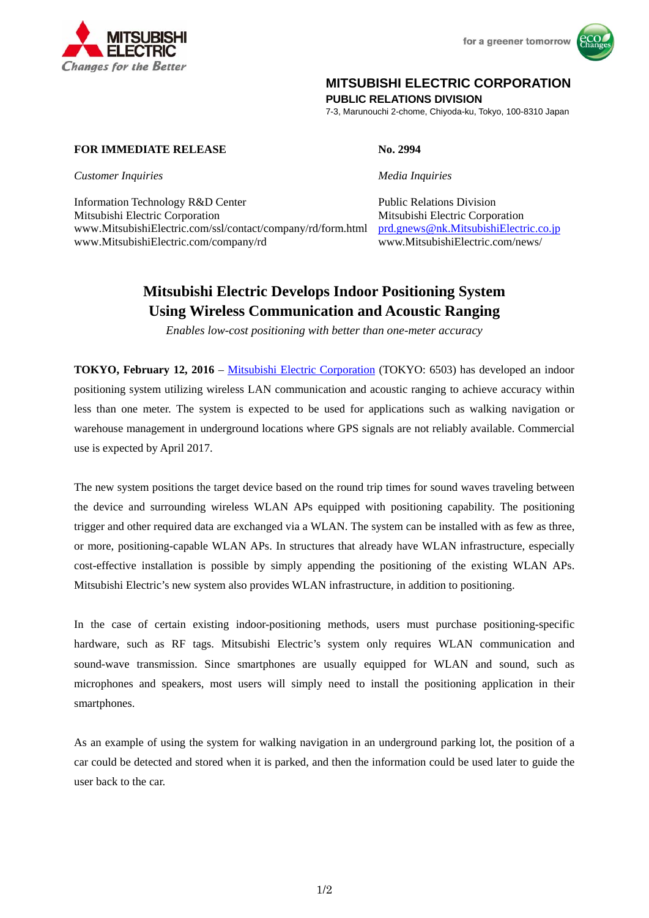MITSUBISHI ELECTRIC
*Changes for the Better*

for a greener tomorrow

**MITSUBISHI ELECTRIC CORPORATION**
**PUBLIC RELATIONS DIVISION**
7-3, Marunouchi 2-chome, Chiyoda-ku, Tokyo, 100-8310 Japan

**FOR IMMEDIATE RELEASE** **No. 2994**

*Customer Inquiries*

Information Technology R&D Center
Mitsubishi Electric Corporation
www.MitsubishiElectric.com/ssl/contact/company/rd/form.html
www.MitsubishiElectric.com/company/rd

*Media Inquiries*

Public Relations Division
Mitsubishi Electric Corporation
prd.gnews@nk.MitsubishiElectric.co.jp
www.MitsubishiElectric.com/news/

# Mitsubishi Electric Develops Indoor Positioning System Using Wireless Communication and Acoustic Ranging

*Enables low-cost positioning with better than one-meter accuracy*

**TOKYO, February 12, 2016** – Mitsubishi Electric Corporation (TOKYO: 6503) has developed an indoor positioning system utilizing wireless LAN communication and acoustic ranging to achieve accuracy within less than one meter. The system is expected to be used for applications such as walking navigation or warehouse management in underground locations where GPS signals are not reliably available. Commercial use is expected by April 2017.

The new system positions the target device based on the round trip times for sound waves traveling between the device and surrounding wireless WLAN APs equipped with positioning capability. The positioning trigger and other required data are exchanged via a WLAN. The system can be installed with as few as three, or more, positioning-capable WLAN APs. In structures that already have WLAN infrastructure, especially cost-effective installation is possible by simply appending the positioning of the existing WLAN APs. Mitsubishi Electric's new system also provides WLAN infrastructure, in addition to positioning.

In the case of certain existing indoor-positioning methods, users must purchase positioning-specific hardware, such as RF tags. Mitsubishi Electric's system only requires WLAN communication and sound-wave transmission. Since smartphones are usually equipped for WLAN and sound, such as microphones and speakers, most users will simply need to install the positioning application in their smartphones.

As an example of using the system for walking navigation in an underground parking lot, the position of a car could be detected and stored when it is parked, and then the information could be used later to guide the user back to the car.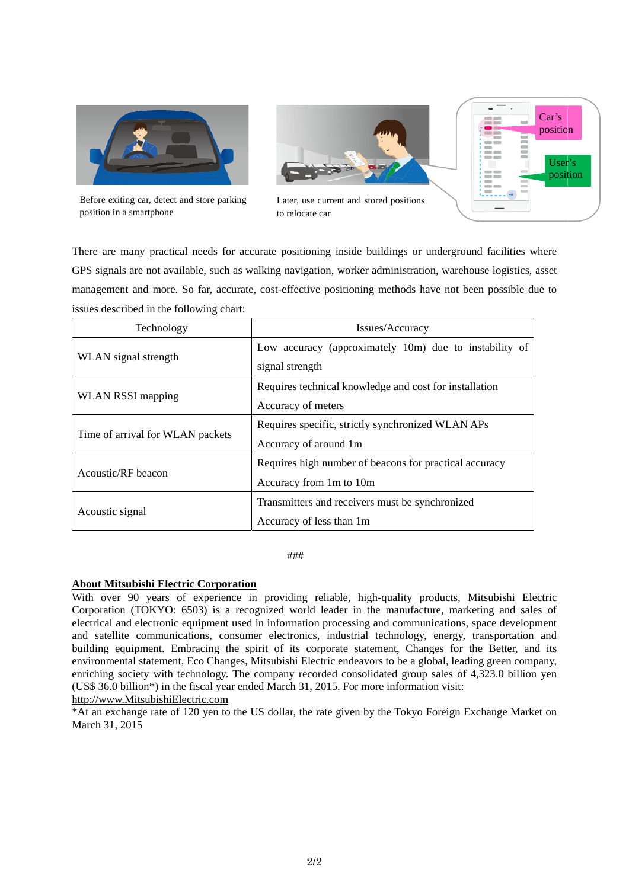Before exiting car, detect and store parking position in a smartphone

Later, use current and stored positions to relocate car

Car's position

User's position

There are many practical needs for accurate positioning inside buildings or underground facilities where GPS signals are not available, such as walking navigation, worker administration, warehouse logistics, asset management and more. So far, accurate, cost-effective positioning methods have not been possible due to issues described in the following chart:

| Technology | Issues/Accuracy |
|---|---|
| WLAN signal strength | Low accuracy (approximately 10m) due to instability of signal strength |
| WLAN RSSI mapping | Requires technical knowledge and cost for installation<br>Accuracy of meters |
| Time of arrival for WLAN packets | Requires specific, strictly synchronized WLAN APs<br>Accuracy of around 1m |
| Acoustic/RF beacon | Requires high number of beacons for practical accuracy<br>Accuracy from 1m to 10m |
| Acoustic signal | Transmitters and receivers must be synchronized<br>Accuracy of less than 1m |

###

**About Mitsubishi Electric Corporation**

With over 90 years of experience in providing reliable, high-quality products, Mitsubishi Electric Corporation (TOKYO: 6503) is a recognized world leader in the manufacture, marketing and sales of electrical and electronic equipment used in information processing and communications, space development and satellite communications, consumer electronics, industrial technology, energy, transportation and building equipment. Embracing the spirit of its corporate statement, Changes for the Better, and its environmental statement, Eco Changes, Mitsubishi Electric endeavors to be a global, leading green company, enriching society with technology. The company recorded consolidated group sales of 4,323.0 billion yen (US$ 36.0 billion*) in the fiscal year ended March 31, 2015. For more information visit:
http://www.MitsubishiElectric.com

*At an exchange rate of 120 yen to the US dollar, the rate given by the Tokyo Foreign Exchange Market on March 31, 2015